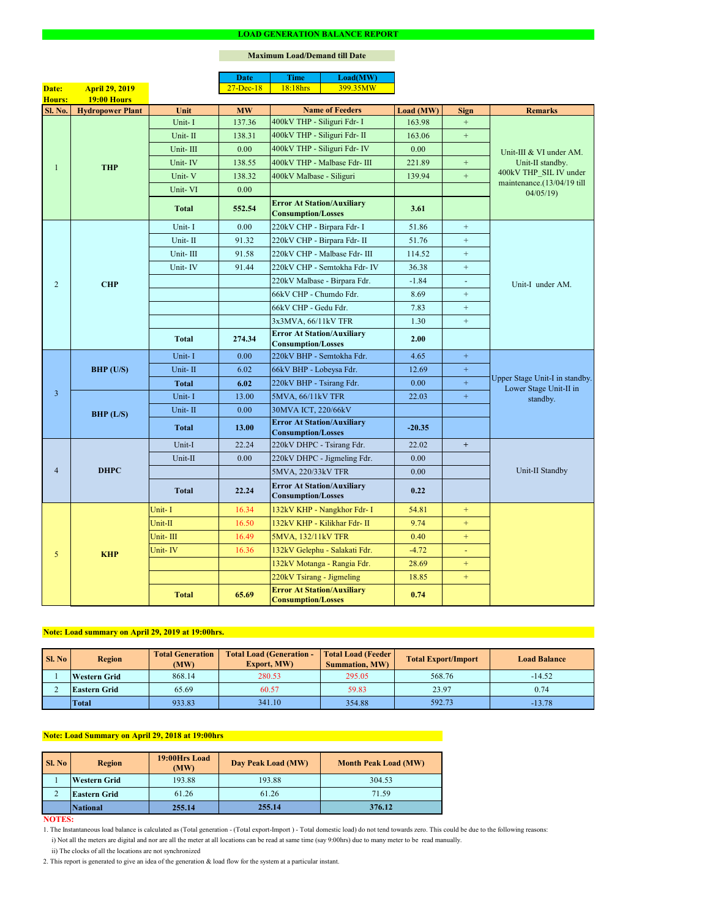# LOAD GENERATION BALANCE REPORT

**Maximum Load/Demand till Date**

| Date | Time | Load(MW) |
|---|---|---|
| 27-Dec-18 | 18:18hrs | 399.35MW |

**Date:** April 29, 2019
**Hours:** 19:00 Hours

| Sl. No. | Hydropower Plant | Unit | MW | Name of Feeders | Load (MW) | Sign | Remarks |
|---|---|---|---|---|---|---|---|
| 1 | THP | Unit- I | 137.36 | 400kV THP - Siliguri Fdr- I | 163.98 | + | Unit-III & VI under AM. Unit-II standby. 400kV THP_SIL IV under maintenance.(13/04/19 till 04/05/19) |
| | | Unit- II | 138.31 | 400kV THP - Siliguri Fdr- II | 163.06 | + | |
| | | Unit- III | 0.00 | 400kV THP - Siliguri Fdr- IV | 0.00 | | |
| | | Unit- IV | 138.55 | 400kV THP - Malbase Fdr- III | 221.89 | + | |
| | | Unit- V | 138.32 | 400kV Malbase - Siliguri | 139.94 | + | |
| | | Unit- VI | 0.00 | | | | |
| | | **Total** | **552.54** | **Error At Station/Auxiliary Consumption/Losses** | **3.61** | | |
| 2 | CHP | Unit- I | 0.00 | 220kV CHP - Birpara Fdr- I | 51.86 | + | Unit-I under AM. |
| | | Unit- II | 91.32 | 220kV CHP - Birpara Fdr- II | 51.76 | + | |
| | | Unit- III | 91.58 | 220kV CHP - Malbase Fdr- III | 114.52 | + | |
| | | Unit- IV | 91.44 | 220kV CHP - Semtokha Fdr- IV | 36.38 | + | |
| | | | | 220kV Malbase - Birpara Fdr. | -1.84 | - | |
| | | | | 66kV CHP - Chumdo Fdr. | 8.69 | + | |
| | | | | 66kV CHP - Gedu Fdr. | 7.83 | + | |
| | | | | 3x3MVA, 66/11kV TFR | 1.30 | + | |
| | | **Total** | **274.34** | **Error At Station/Auxiliary Consumption/Losses** | **2.00** | | |
| 3 | BHP (U/S) | Unit- I | 0.00 | 220kV BHP - Semtokha Fdr. | 4.65 | + | Upper Stage Unit-I in standby. Lower Stage Unit-II in standby. |
| | | Unit- II | 6.02 | 66kV BHP - Lobeysa Fdr. | 12.69 | + | |
| | | **Total** | **6.02** | 220kV BHP - Tsirang Fdr. | 0.00 | + | |
| | BHP (L/S) | Unit- I | 13.00 | 5MVA, 66/11kV TFR | 22.03 | + | |
| | | Unit- II | 0.00 | 30MVA ICT, 220/66kV | | | |
| | | **Total** | **13.00** | **Error At Station/Auxiliary Consumption/Losses** | **-20.35** | | |
| 4 | DHPC | Unit-I | 22.24 | 220kV DHPC - Tsirang Fdr. | 22.02 | + | Unit-II Standby |
| | | Unit-II | 0.00 | 220kV DHPC - Jigmeling Fdr. | 0.00 | | |
| | | | | 5MVA, 220/33kV TFR | 0.00 | | |
| | | **Total** | **22.24** | **Error At Station/Auxiliary Consumption/Losses** | **0.22** | | |
| 5 | KHP | Unit- I | 16.34 | 132kV KHP - Nangkhor Fdr- I | 54.81 | + | |
| | | Unit-II | 16.50 | 132kV KHP - Kilikhar Fdr- II | 9.74 | + | |
| | | Unit- III | 16.49 | 5MVA, 132/11kV TFR | 0.40 | + | |
| | | Unit- IV | 16.36 | 132kV Gelephu - Salakati Fdr. | -4.72 | - | |
| | | | | 132kV Motanga - Rangia Fdr. | 28.69 | + | |
| | | | | 220kV Tsirang - Jigmeling | 18.85 | + | |
| | | **Total** | **65.69** | **Error At Station/Auxiliary Consumption/Losses** | **0.74** | | |

**Note: Load summary on April 29, 2019 at 19:00hrs.**

| Sl. No | Region | Total Generation (MW) | Total Load (Generation - Export, MW) | Total Load (Feeder Summation, MW) | Total Export/Import | Load Balance |
|---|---|---|---|---|---|---|
| 1 | Western Grid | 868.14 | 280.53 | 295.05 | 568.76 | -14.52 |
| 2 | Eastern Grid | 65.69 | 60.57 | 59.83 | 23.97 | 0.74 |
| | Total | 933.83 | 341.10 | 354.88 | 592.73 | -13.78 |

**Note: Load Summary on April 29, 2018 at 19:00hrs**

| Sl. No | Region | 19:00Hrs Load (MW) | Day Peak Load (MW) | Month Peak Load (MW) |
|---|---|---|---|---|
| 1 | Western Grid | 193.88 | 193.88 | 304.53 |
| 2 | Eastern Grid | 61.26 | 61.26 | 71.59 |
| | **National** | **255.14** | **255.14** | **376.12** |

**NOTES:**

1. The Instantaneous load balance is calculated as (Total generation - (Total export-Import ) - Total domestic load) do not tend towards zero. This could be due to the following reasons:
   i) Not all the meters are digital and nor are all the meter at all locations can be read at same time (say 9:00hrs) due to many meter to be read manually.
   ii) The clocks of all the locations are not synchronized
2. This report is generated to give an idea of the generation & load flow for the system at a particular instant.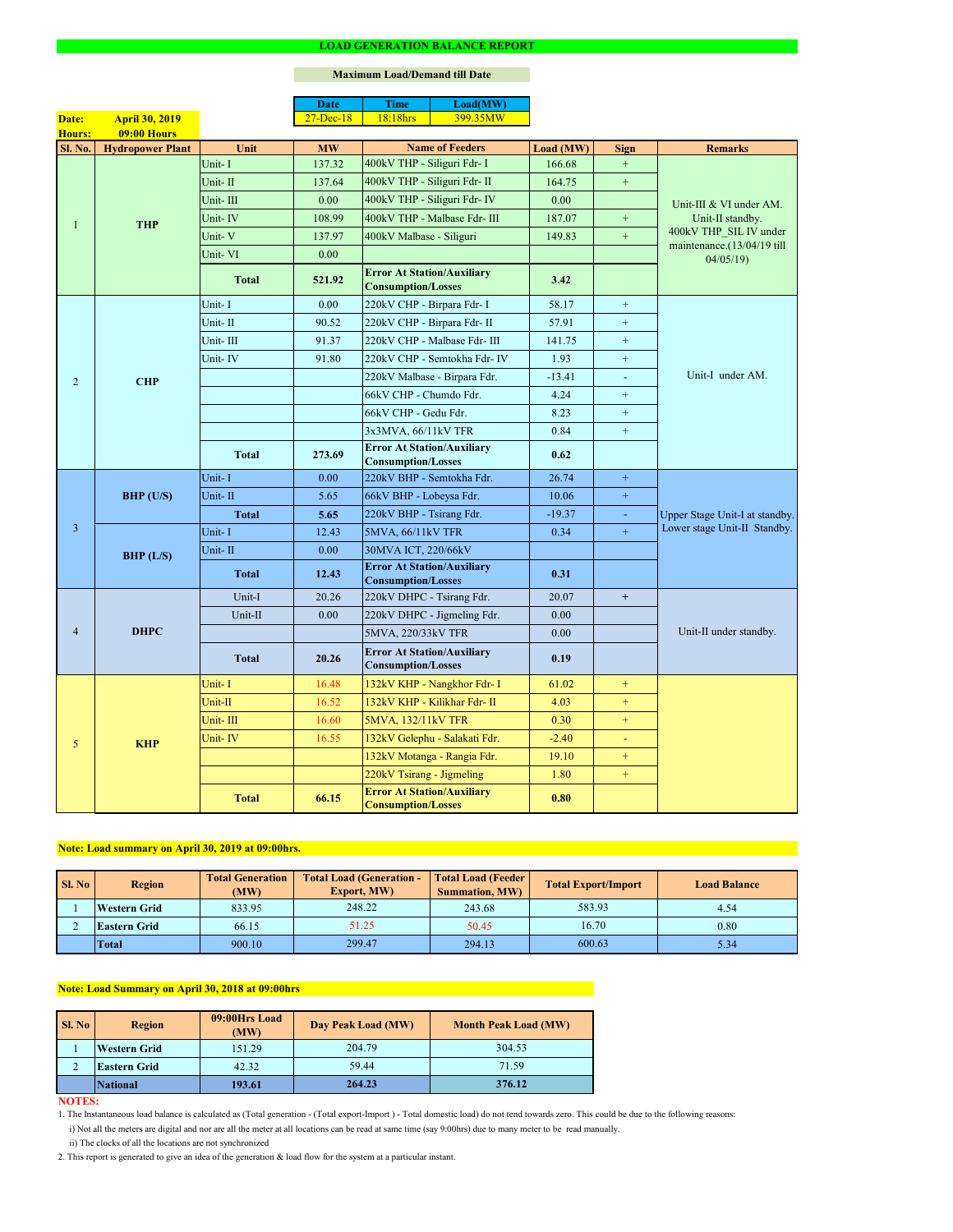# LOAD GENERATION BALANCE REPORT

**Maximum Load/Demand till Date**

| Date | Time | Load(MW) |
|---|---|---|
| 27-Dec-18 | 18:18hrs | 399.35MW |

**Date:** April 30, 2019
**Hours:** 09:00 Hours

| Sl. No. | Hydropower Plant | Unit | MW | Name of Feeders | Load (MW) | Sign | Remarks |
|---|---|---|---|---|---|---|---|
| 1 | THP | Unit- I | 137.32 | 400kV THP - Siliguri Fdr- I | 166.68 | + | Unit-III & VI under AM. Unit-II standby. 400kV THP_SIL IV under maintenance.(13/04/19 till 04/05/19) |
| | | Unit- II | 137.64 | 400kV THP - Siliguri Fdr- II | 164.75 | + | |
| | | Unit- III | 0.00 | 400kV THP - Siliguri Fdr- IV | 0.00 | | |
| | | Unit- IV | 108.99 | 400kV THP - Malbase Fdr- III | 187.07 | + | |
| | | Unit- V | 137.97 | 400kV Malbase - Siliguri | 149.83 | + | |
| | | Unit- VI | 0.00 | | | | |
| | | Total | 521.92 | Error At Station/Auxiliary Consumption/Losses | 3.42 | | |
| 2 | CHP | Unit- I | 0.00 | 220kV CHP - Birpara Fdr- I | 58.17 | + | Unit-I under AM. |
| | | Unit- II | 90.52 | 220kV CHP - Birpara Fdr- II | 57.91 | + | |
| | | Unit- III | 91.37 | 220kV CHP - Malbase Fdr- III | 141.75 | + | |
| | | Unit- IV | 91.80 | 220kV CHP - Semtokha Fdr- IV | 1.93 | + | |
| | | | | 220kV Malbase - Birpara Fdr. | -13.41 | - | |
| | | | | 66kV CHP - Chumdo Fdr. | 4.24 | + | |
| | | | | 66kV CHP - Gedu Fdr. | 8.23 | + | |
| | | | | 3x3MVA, 66/11kV TFR | 0.84 | + | |
| | | Total | 273.69 | Error At Station/Auxiliary Consumption/Losses | 0.62 | | |
| 3 | BHP (U/S) | Unit- I | 0.00 | 220kV BHP - Semtokha Fdr. | 26.74 | + | Upper Stage Unit-I at standby. Lower stage Unit-II Standby. |
| | | Unit- II | 5.65 | 66kV BHP - Lobeysa Fdr. | 10.06 | + | |
| | | Total | 5.65 | 220kV BHP - Tsirang Fdr. | -19.37 | - | |
| | BHP (L/S) | Unit- I | 12.43 | 5MVA, 66/11kV TFR | 0.34 | + | |
| | | Unit- II | 0.00 | 30MVA ICT, 220/66kV | | | |
| | | Total | 12.43 | Error At Station/Auxiliary Consumption/Losses | 0.31 | | |
| 4 | DHPC | Unit-I | 20.26 | 220kV DHPC - Tsirang Fdr. | 20.07 | + | Unit-II under standby. |
| | | Unit-II | 0.00 | 220kV DHPC - Jigmeling Fdr. | 0.00 | | |
| | | | | 5MVA, 220/33kV TFR | 0.00 | | |
| | | Total | 20.26 | Error At Station/Auxiliary Consumption/Losses | 0.19 | | |
| 5 | KHP | Unit- I | 16.48 | 132kV KHP - Nangkhor Fdr- I | 61.02 | + | |
| | | Unit-II | 16.52 | 132kV KHP - Kilikhar Fdr- II | 4.03 | + | |
| | | Unit- III | 16.60 | 5MVA, 132/11kV TFR | 0.30 | + | |
| | | Unit- IV | 16.55 | 132kV Gelephu - Salakati Fdr. | -2.40 | - | |
| | | | | 132kV Motanga - Rangia Fdr. | 19.10 | + | |
| | | | | 220kV Tsirang - Jigmeling | 1.80 | + | |
| | | Total | 66.15 | Error At Station/Auxiliary Consumption/Losses | 0.80 | | |

**Note: Load summary on April 30, 2019 at 09:00hrs.**

| Sl. No | Region | Total Generation (MW) | Total Load (Generation - Export, MW) | Total Load (Feeder Summation, MW) | Total Export/Import | Load Balance |
|---|---|---|---|---|---|---|
| 1 | Western Grid | 833.95 | 248.22 | 243.68 | 583.93 | 4.54 |
| 2 | Eastern Grid | 66.15 | 51.25 | 50.45 | 16.70 | 0.80 |
| | Total | 900.10 | 299.47 | 294.13 | 600.63 | 5.34 |

**Note: Load Summary on April 30, 2018 at 09:00hrs**

| Sl. No | Region | 09:00Hrs Load (MW) | Day Peak Load (MW) | Month Peak Load (MW) |
|---|---|---|---|---|
| 1 | Western Grid | 151.29 | 204.79 | 304.53 |
| 2 | Eastern Grid | 42.32 | 59.44 | 71.59 |
| | National | 193.61 | 264.23 | 376.12 |

**NOTES:**

1. The Instantaneous load balance is calculated as (Total generation - (Total export-Import ) - Total domestic load) do not tend towards zero. This could be due to the following reasons:
   i) Not all the meters are digital and nor are all the meter at all locations can be read at same time (say 9:00hrs) due to many meter to be read manually.
   ii) The clocks of all the locations are not synchronized
2. This report is generated to give an idea of the generation & load flow for the system at a particular instant.